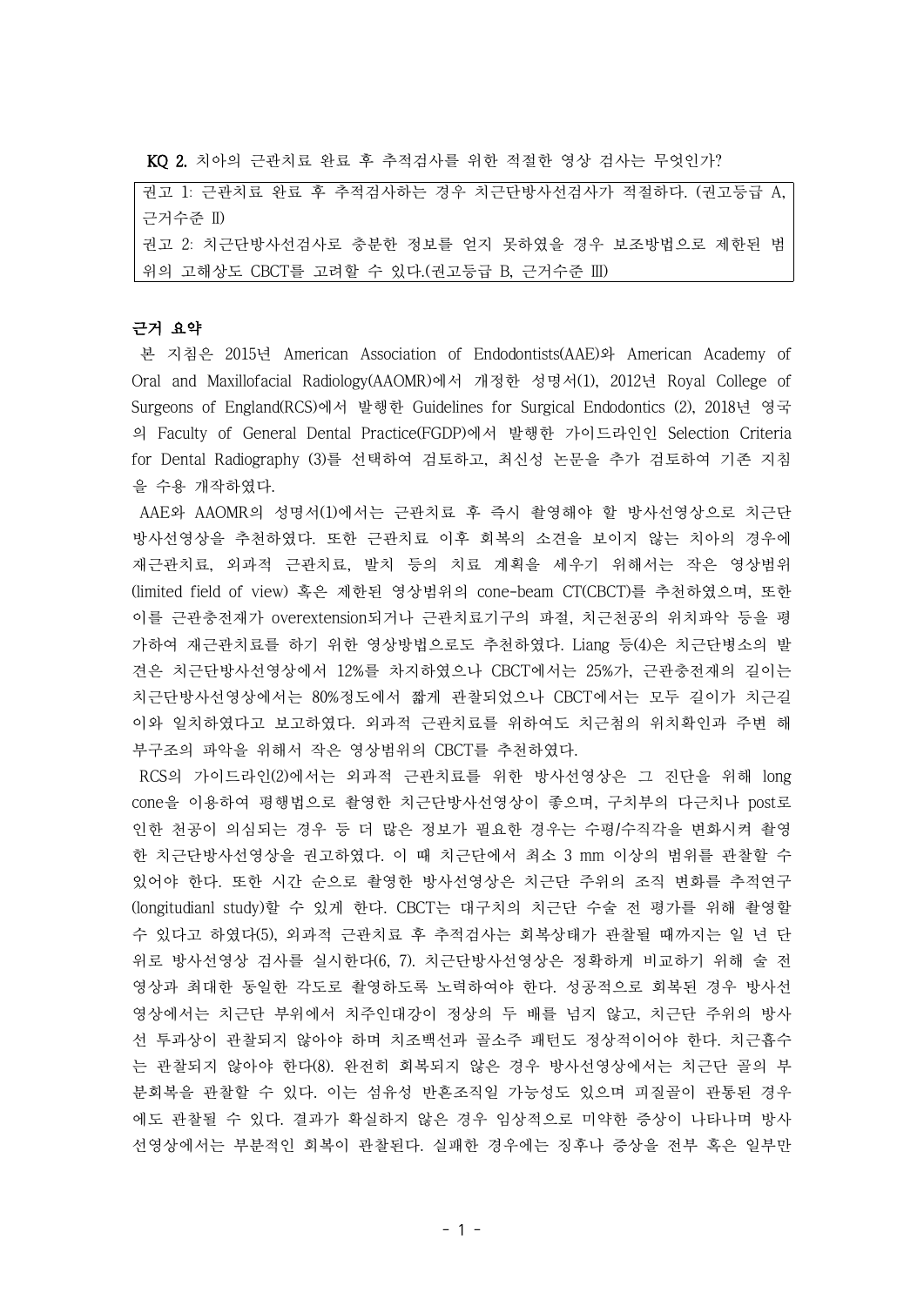**KQ 2.** 치아의 근관치료 완료 후 추적검사를 위한 적절한 영상 검사는 무엇인가?

| 권고 1: 근관치료 완료 후 추적검사하는 경우 치근단방사선검사가 적절하다. (권고등급 A, 근거수준 II)<br>권고 2: 치근단방사선검사로 충분한 정보를 얻지 못하였을 경우 보조방법으로 제한된 범위의 고해상도 CBCT를 고려할 수 있다.(권고등급 B, 근거수준 III) |
|---|

**근거 요약**

본 지침은 2015년 American Association of Endodontists(AAE)와 American Academy of Oral and Maxillofacial Radiology(AAOMR)에서 개정한 성명서(1), 2012년 Royal College of Surgeons of England(RCS)에서 발행한 Guidelines for Surgical Endodontics (2), 2018년 영국의 Faculty of General Dental Practice(FGDP)에서 발행한 가이드라인인 Selection Criteria for Dental Radiography (3)를 선택하여 검토하고, 최신성 논문을 추가 검토하여 기존 지침을 수용 개작하였다.

AAE와 AAOMR의 성명서(1)에서는 근관치료 후 즉시 촬영해야 할 방사선영상으로 치근단방사선영상을 추천하였다. 또한 근관치료 이후 회복의 소견을 보이지 않는 치아의 경우에 재근관치료, 외과적 근관치료, 발치 등의 치료 계획을 세우기 위해서는 작은 영상범위(limited field of view) 혹은 제한된 영상범위의 cone-beam CT(CBCT)를 추천하였으며, 또한 이를 근관충전재가 overextension되거나 근관치료기구의 파절, 치근천공의 위치파악 등을 평가하여 재근관치료를 하기 위한 영상방법으로도 추천하였다. Liang 등(4)은 치근단병소의 발견은 치근단방사선영상에서 12%를 차지하였으나 CBCT에서는 25%가, 근관충전재의 길이는 치근단방사선영상에서는 80%정도에서 짧게 관찰되었으나 CBCT에서는 모두 길이가 치근길이와 일치하였다고 보고하였다. 외과적 근관치료를 위하여도 치근첨의 위치확인과 주변 해부구조의 파악을 위해서 작은 영상범위의 CBCT를 추천하였다.

RCS의 가이드라인(2)에서는 외과적 근관치료를 위한 방사선영상은 그 진단을 위해 long cone을 이용하여 평행법으로 촬영한 치근단방사선영상이 좋으며, 구치부의 다근치나 post로 인한 천공이 의심되는 경우 등 더 많은 정보가 필요한 경우는 수평/수직각을 변화시켜 촬영한 치근단방사선영상을 권고하였다. 이 때 치근단에서 최소 3 mm 이상의 범위를 관찰할 수 있어야 한다. 또한 시간 순으로 촬영한 방사선영상은 치근단 주위의 조직 변화를 추적연구(longitudianl study)할 수 있게 한다. CBCT는 대구치의 치근단 수술 전 평가를 위해 촬영할 수 있다고 하였다(5), 외과적 근관치료 후 추적검사는 회복상태가 관찰될 때까지는 일 년 단위로 방사선영상 검사를 실시한다(6, 7). 치근단방사선영상은 정확하게 비교하기 위해 술 전 영상과 최대한 동일한 각도로 촬영하도록 노력하여야 한다. 성공적으로 회복된 경우 방사선영상에서는 치근단 부위에서 치주인대강이 정상의 두 배를 넘지 않고, 치근단 주위의 방사선 투과상이 관찰되지 않아야 하며 치조백선과 골소주 패턴도 정상적이어야 한다. 치근흡수는 관찰되지 않아야 한다(8). 완전히 회복되지 않은 경우 방사선영상에서는 치근단 골의 부분회복을 관찰할 수 있다. 이는 섬유성 반흔조직일 가능성도 있으며 피질골이 관통된 경우에도 관찰될 수 있다. 결과가 확실하지 않은 경우 임상적으로 미약한 증상이 나타나며 방사선영상에서는 부분적인 회복이 관찰된다. 실패한 경우에는 징후나 증상을 전부 혹은 일부만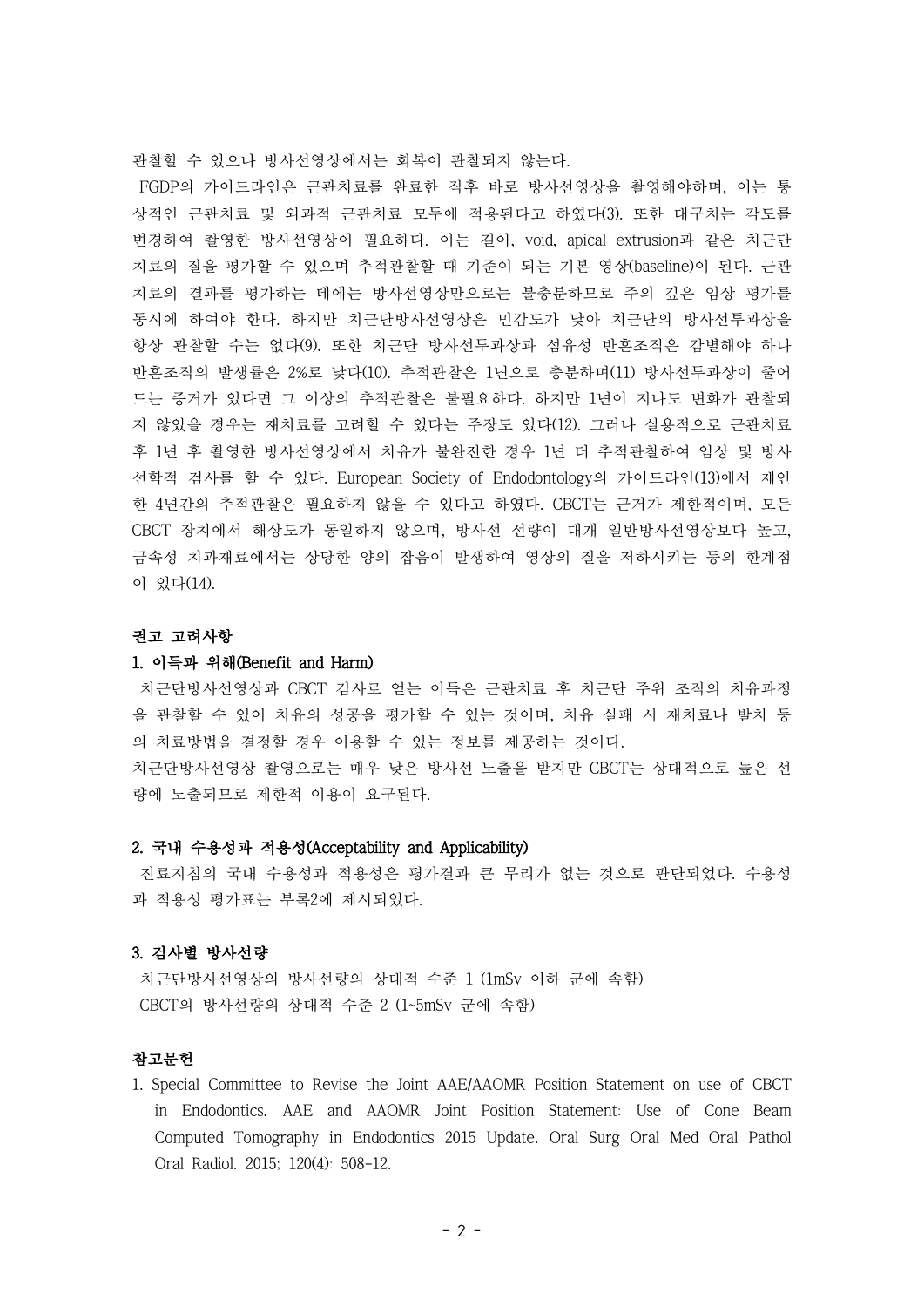관찰할 수 있으나 방사선영상에서는 회복이 관찰되지 않는다.

FGDP의 가이드라인은 근관치료를 완료한 직후 바로 방사선영상을 촬영해야하며, 이는 통상적인 근관치료 및 외과적 근관치료 모두에 적용된다고 하였다(3). 또한 대구치는 각도를 변경하여 촬영한 방사선영상이 필요하다. 이는 길이, void, apical extrusion과 같은 치근단 치료의 질을 평가할 수 있으며 추적관찰할 때 기준이 되는 기본 영상(baseline)이 된다. 근관치료의 결과를 평가하는 데에는 방사선영상만으로는 불충분하므로 주의 깊은 임상 평가를 동시에 하여야 한다. 하지만 치근단방사선영상은 민감도가 낮아 치근단의 방사선투과상을 항상 관찰할 수는 없다(9). 또한 치근단 방사선투과상과 섬유성 반흔조직은 감별해야 하나 반흔조직의 발생률은 2%로 낮다(10). 추적관찰은 1년으로 충분하며(11) 방사선투과상이 줄어드는 증거가 있다면 그 이상의 추적관찰은 불필요하다. 하지만 1년이 지나도 변화가 관찰되지 않았을 경우는 재치료를 고려할 수 있다는 주장도 있다(12). 그러나 실용적으로 근관치료 후 1년 후 촬영한 방사선영상에서 치유가 불완전한 경우 1년 더 추적관찰하여 임상 및 방사선학적 검사를 할 수 있다. European Society of Endodontology의 가이드라인(13)에서 제안한 4년간의 추적관찰은 필요하지 않을 수 있다고 하였다. CBCT는 근거가 제한적이며, 모든 CBCT 장치에서 해상도가 동일하지 않으며, 방사선 선량이 대개 일반방사선영상보다 높고, 금속성 치과재료에서는 상당한 양의 잡음이 발생하여 영상의 질을 저하시키는 등의 한계점이 있다(14).

### 권고 고려사항

#### 1. 이득과 위해(Benefit and Harm)

치근단방사선영상과 CBCT 검사로 얻는 이득은 근관치료 후 치근단 주위 조직의 치유과정을 관찰할 수 있어 치유의 성공을 평가할 수 있는 것이며, 치유 실패 시 재치료나 발치 등의 치료방법을 결정할 경우 이용할 수 있는 정보를 제공하는 것이다.

치근단방사선영상 촬영으로는 매우 낮은 방사선 노출을 받지만 CBCT는 상대적으로 높은 선량에 노출되므로 제한적 이용이 요구된다.

#### 2. 국내 수용성과 적용성(Acceptability and Applicability)

진료지침의 국내 수용성과 적용성은 평가결과 큰 무리가 없는 것으로 판단되었다. 수용성과 적용성 평가표는 부록2에 제시되었다.

#### 3. 검사별 방사선량

치근단방사선영상의 방사선량의 상대적 수준 1 (1mSv 이하 군에 속함)

CBCT의 방사선량의 상대적 수준 2 (1~5mSv 군에 속함)

### 참고문헌

1. Special Committee to Revise the Joint AAE/AAOMR Position Statement on use of CBCT in Endodontics. AAE and AAOMR Joint Position Statement: Use of Cone Beam Computed Tomography in Endodontics 2015 Update. Oral Surg Oral Med Oral Pathol Oral Radiol. 2015; 120(4): 508-12.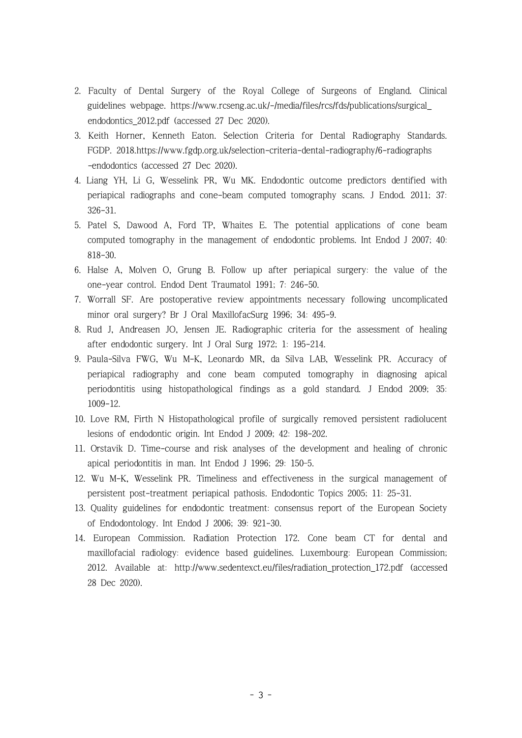2. Faculty of Dental Surgery of the Royal College of Surgeons of England. Clinical guidelines webpage. https://www.rcseng.ac.uk/-/media/files/rcs/fds/publications/surgical_endodontics_2012.pdf (accessed 27 Dec 2020).
3. Keith Horner, Kenneth Eaton. Selection Criteria for Dental Radiography Standards. FGDP. 2018.https://www.fgdp.org.uk/selection-criteria-dental-radiography/6-radiographs-endodontics (accessed 27 Dec 2020).
4. Liang YH, Li G, Wesselink PR, Wu MK. Endodontic outcome predictors dentified with periapical radiographs and cone-beam computed tomography scans. J Endod. 2011; 37: 326-31.
5. Patel S, Dawood A, Ford TP, Whaites E. The potential applications of cone beam computed tomography in the management of endodontic problems. Int Endod J 2007; 40: 818-30.
6. Halse A, Molven O, Grung B. Follow up after periapical surgery: the value of the one-year control. Endod Dent Traumatol 1991; 7: 246-50.
7. Worrall SF. Are postoperative review appointments necessary following uncomplicated minor oral surgery? Br J Oral MaxillofacSurg 1996; 34: 495-9.
8. Rud J, Andreasen JO, Jensen JE. Radiographic criteria for the assessment of healing after endodontic surgery. Int J Oral Surg 1972; 1: 195-214.
9. Paula-Silva FWG, Wu M-K, Leonardo MR, da Silva LAB, Wesselink PR. Accuracy of periapical radiography and cone beam computed tomography in diagnosing apical periodontitis using histopathological findings as a gold standard. J Endod 2009; 35: 1009-12.
10. Love RM, Firth N Histopathological profile of surgically removed persistent radiolucent lesions of endodontic origin. Int Endod J 2009; 42: 198-202.
11. Orstavik D. Time-course and risk analyses of the development and healing of chronic apical periodontitis in man. Int Endod J 1996; 29: 150–5.
12. Wu M-K, Wesselink PR. Timeliness and effectiveness in the surgical management of persistent post-treatment periapical pathosis. Endodontic Topics 2005; 11: 25-31.
13. Quality guidelines for endodontic treatment: consensus report of the European Society of Endodontology. Int Endod J 2006; 39: 921-30.
14. European Commission. Radiation Protection 172. Cone beam CT for dental and maxillofacial radiology: evidence based guidelines. Luxembourg: European Commission; 2012. Available at: http://www.sedentexct.eu/files/radiation_protection_172.pdf (accessed 28 Dec 2020).